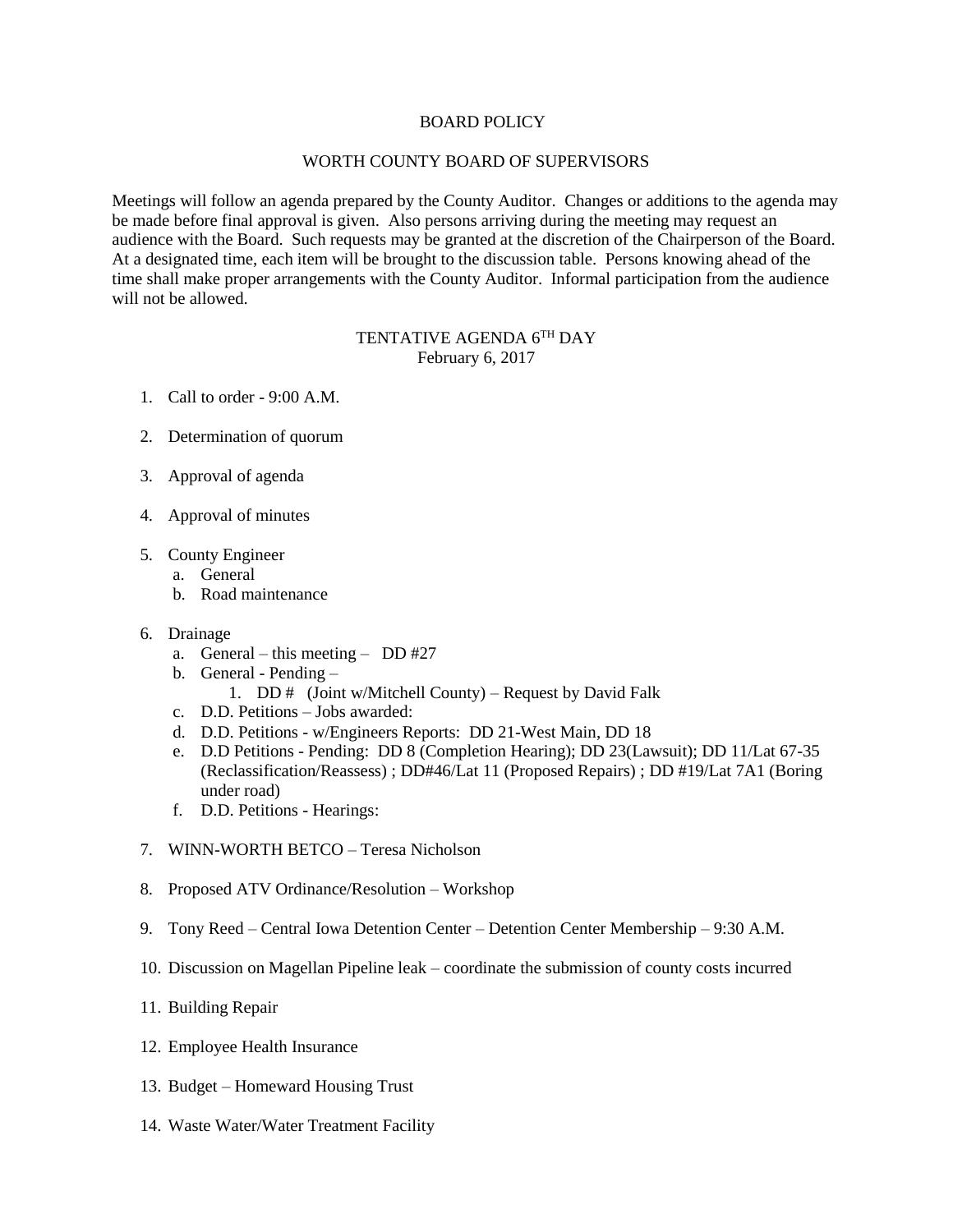# BOARD POLICY

## WORTH COUNTY BOARD OF SUPERVISORS

Meetings will follow an agenda prepared by the County Auditor. Changes or additions to the agenda may be made before final approval is given. Also persons arriving during the meeting may request an audience with the Board. Such requests may be granted at the discretion of the Chairperson of the Board. At a designated time, each item will be brought to the discussion table. Persons knowing ahead of the time shall make proper arrangements with the County Auditor. Informal participation from the audience will not be allowed.

### TENTATIVE AGENDA 6TH DAY
February 6, 2017

1. Call to order - 9:00 A.M.
2. Determination of quorum
3. Approval of agenda
4. Approval of minutes
5. County Engineer
   a. General
   b. Road maintenance
6. Drainage
   a. General – this meeting – DD #27
   b. General - Pending –
      1. DD # (Joint w/Mitchell County) – Request by David Falk
   c. D.D. Petitions – Jobs awarded:
   d. D.D. Petitions - w/Engineers Reports: DD 21-West Main, DD 18
   e. D.D Petitions - Pending: DD 8 (Completion Hearing); DD 23(Lawsuit); DD 11/Lat 67-35 (Reclassification/Reassess) ; DD#46/Lat 11 (Proposed Repairs) ; DD #19/Lat 7A1 (Boring under road)
   f. D.D. Petitions - Hearings:
7. WINN-WORTH BETCO – Teresa Nicholson
8. Proposed ATV Ordinance/Resolution – Workshop
9. Tony Reed – Central Iowa Detention Center – Detention Center Membership – 9:30 A.M.
10. Discussion on Magellan Pipeline leak – coordinate the submission of county costs incurred
11. Building Repair
12. Employee Health Insurance
13. Budget – Homeward Housing Trust
14. Waste Water/Water Treatment Facility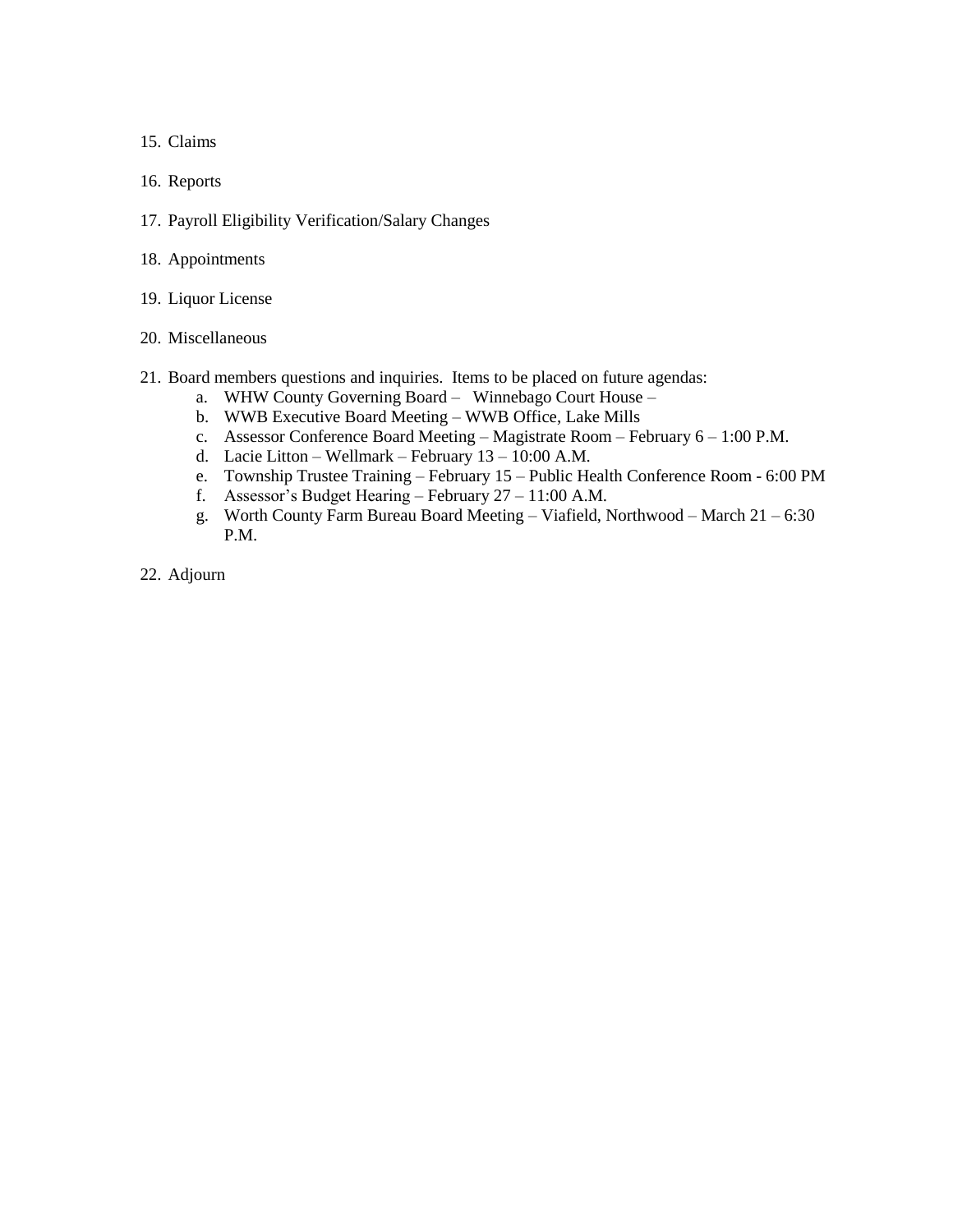15. Claims

16. Reports

17. Payroll Eligibility Verification/Salary Changes

18. Appointments

19. Liquor License

20. Miscellaneous

21. Board members questions and inquiries.  Items to be placed on future agendas:
    a. WHW County Governing Board – Winnebago Court House –
    b. WWB Executive Board Meeting – WWB Office, Lake Mills
    c. Assessor Conference Board Meeting – Magistrate Room – February 6 – 1:00 P.M.
    d. Lacie Litton – Wellmark – February 13 – 10:00 A.M.
    e. Township Trustee Training – February 15 – Public Health Conference Room - 6:00 PM
    f. Assessor's Budget Hearing – February 27 – 11:00 A.M.
    g. Worth County Farm Bureau Board Meeting – Viafield, Northwood – March 21 – 6:30 P.M.

22. Adjourn